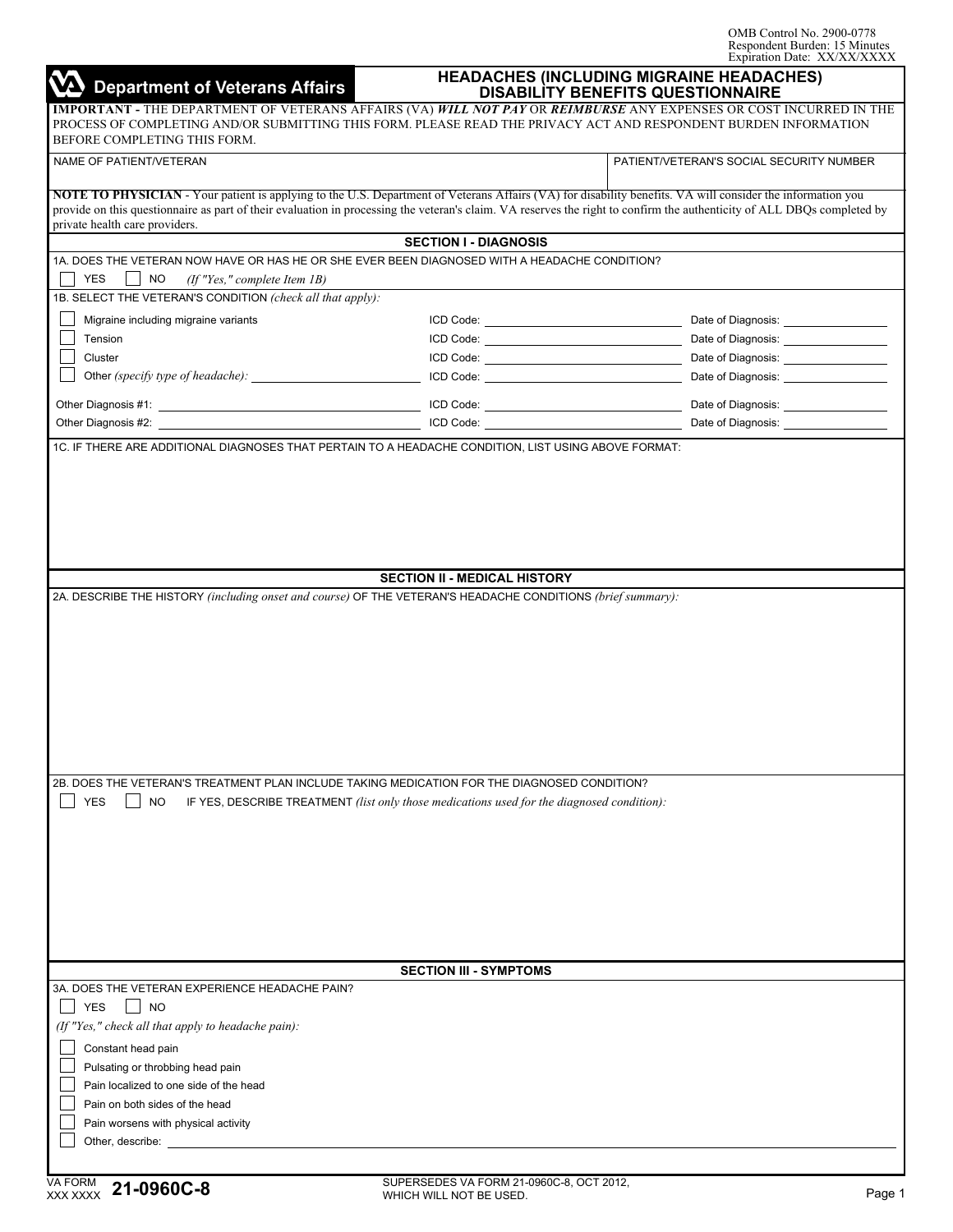OMB Control No. 2900-0778
Respondent Burden: 15 Minutes
Expiration Date: XX/XX/XXXX

**Department of Veterans Affairs**

# HEADACHES (INCLUDING MIGRAINE HEADACHES) DISABILITY BENEFITS QUESTIONNAIRE

**IMPORTANT -** THE DEPARTMENT OF VETERANS AFFAIRS (VA) ***WILL NOT PAY*** OR ***REIMBURSE*** ANY EXPENSES OR COST INCURRED IN THE PROCESS OF COMPLETING AND/OR SUBMITTING THIS FORM. PLEASE READ THE PRIVACY ACT AND RESPONDENT BURDEN INFORMATION BEFORE COMPLETING THIS FORM.

| NAME OF PATIENT/VETERAN | PATIENT/VETERAN'S SOCIAL SECURITY NUMBER |
|---|---|
| | |

**NOTE TO PHYSICIAN** - Your patient is applying to the U.S. Department of Veterans Affairs (VA) for disability benefits. VA will consider the information you provide on this questionnaire as part of their evaluation in processing the veteran's claim. VA reserves the right to confirm the authenticity of ALL DBQs completed by private health care providers.

## SECTION I - DIAGNOSIS

1A. DOES THE VETERAN NOW HAVE OR HAS HE OR SHE EVER BEEN DIAGNOSED WITH A HEADACHE CONDITION?

☐ YES ☐ NO *(If "Yes," complete Item 1B)*

1B. SELECT THE VETERAN'S CONDITION *(check all that apply):*

| Condition | ICD Code | Date of Diagnosis |
|---|---|---|
| ☐ Migraine including migraine variants | ICD Code: | Date of Diagnosis: |
| ☐ Tension | ICD Code: | Date of Diagnosis: |
| ☐ Cluster | ICD Code: | Date of Diagnosis: |
| ☐ Other *(specify type of headache):* | ICD Code: | Date of Diagnosis: |
| Other Diagnosis #1: | ICD Code: | Date of Diagnosis: |
| Other Diagnosis #2: | ICD Code: | Date of Diagnosis: |

1C. IF THERE ARE ADDITIONAL DIAGNOSES THAT PERTAIN TO A HEADACHE CONDITION, LIST USING ABOVE FORMAT:

## SECTION II - MEDICAL HISTORY

2A. DESCRIBE THE HISTORY *(including onset and course)* OF THE VETERAN'S HEADACHE CONDITIONS *(brief summary):*

2B. DOES THE VETERAN'S TREATMENT PLAN INCLUDE TAKING MEDICATION FOR THE DIAGNOSED CONDITION?

☐ YES ☐ NO IF YES, DESCRIBE TREATMENT *(list only those medications used for the diagnosed condition):*

## SECTION III - SYMPTOMS

3A. DOES THE VETERAN EXPERIENCE HEADACHE PAIN?

☐ YES ☐ NO

*(If "Yes," check all that apply to headache pain):*

- ☐ Constant head pain
- ☐ Pulsating or throbbing head pain
- ☐ Pain localized to one side of the head
- ☐ Pain on both sides of the head
- ☐ Pain worsens with physical activity
- ☐ Other, describe:

VA FORM XXX XXXX **21-0960C-8** SUPERSEDES VA FORM 21-0960C-8, OCT 2012, WHICH WILL NOT BE USED.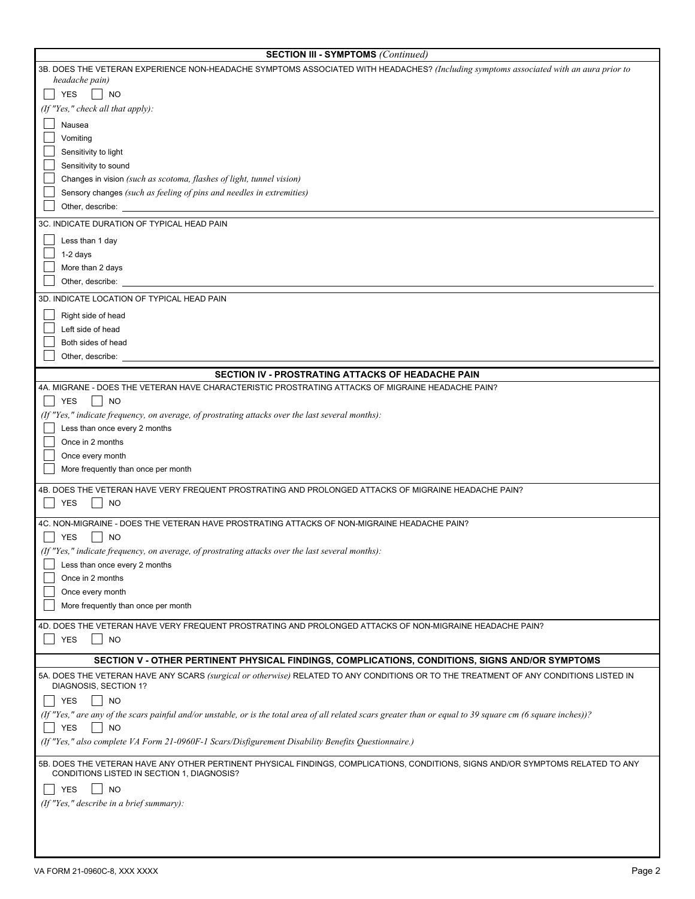## SECTION III - SYMPTOMS *(Continued)*

3B. DOES THE VETERAN EXPERIENCE NON-HEADACHE SYMPTOMS ASSOCIATED WITH HEADACHES? *(Including symptoms associated with an aura prior to headache pain)*

☐ YES ☐ NO

*(If "Yes," check all that apply):*

☐ Nausea
☐ Vomiting
☐ Sensitivity to light
☐ Sensitivity to sound
☐ Changes in vision *(such as scotoma, flashes of light, tunnel vision)*
☐ Sensory changes *(such as feeling of pins and needles in extremities)*
☐ Other, describe: ______________________

3C. INDICATE DURATION OF TYPICAL HEAD PAIN

☐ Less than 1 day
☐ 1-2 days
☐ More than 2 days
☐ Other, describe: ______________________

3D. INDICATE LOCATION OF TYPICAL HEAD PAIN

☐ Right side of head
☐ Left side of head
☐ Both sides of head
☐ Other, describe: ______________________

## SECTION IV - PROSTRATING ATTACKS OF HEADACHE PAIN

4A. MIGRANE - DOES THE VETERAN HAVE CHARACTERISTIC PROSTRATING ATTACKS OF MIGRAINE HEADACHE PAIN?

☐ YES ☐ NO

*(If "Yes," indicate frequency, on average, of prostrating attacks over the last several months):*

☐ Less than once every 2 months
☐ Once in 2 months
☐ Once every month
☐ More frequently than once per month

4B. DOES THE VETERAN HAVE VERY FREQUENT PROSTRATING AND PROLONGED ATTACKS OF MIGRAINE HEADACHE PAIN?

☐ YES ☐ NO

4C. NON-MIGRAINE - DOES THE VETERAN HAVE PROSTRATING ATTACKS OF NON-MIGRAINE HEADACHE PAIN?

☐ YES ☐ NO

*(If "Yes," indicate frequency, on average, of prostrating attacks over the last several months):*

☐ Less than once every 2 months
☐ Once in 2 months
☐ Once every month
☐ More frequently than once per month

4D. DOES THE VETERAN HAVE VERY FREQUENT PROSTRATING AND PROLONGED ATTACKS OF NON-MIGRAINE HEADACHE PAIN?

☐ YES ☐ NO

## SECTION V - OTHER PERTINENT PHYSICAL FINDINGS, COMPLICATIONS, CONDITIONS, SIGNS AND/OR SYMPTOMS

5A. DOES THE VETERAN HAVE ANY SCARS *(surgical or otherwise)* RELATED TO ANY CONDITIONS OR TO THE TREATMENT OF ANY CONDITIONS LISTED IN DIAGNOSIS, SECTION 1?

☐ YES ☐ NO

*(If "Yes," are any of the scars painful and/or unstable, or is the total area of all related scars greater than or equal to 39 square cm (6 square inches))?*

☐ YES ☐ NO

*(If "Yes," also complete VA Form 21-0960F-1 Scars/Disfigurement Disability Benefits Questionnaire.)*

5B. DOES THE VETERAN HAVE ANY OTHER PERTINENT PHYSICAL FINDINGS, COMPLICATIONS, CONDITIONS, SIGNS AND/OR SYMPTOMS RELATED TO ANY CONDITIONS LISTED IN SECTION 1, DIAGNOSIS?

☐ YES ☐ NO

*(If "Yes," describe in a brief summary):*

VA FORM 21-0960C-8, XXX XXXX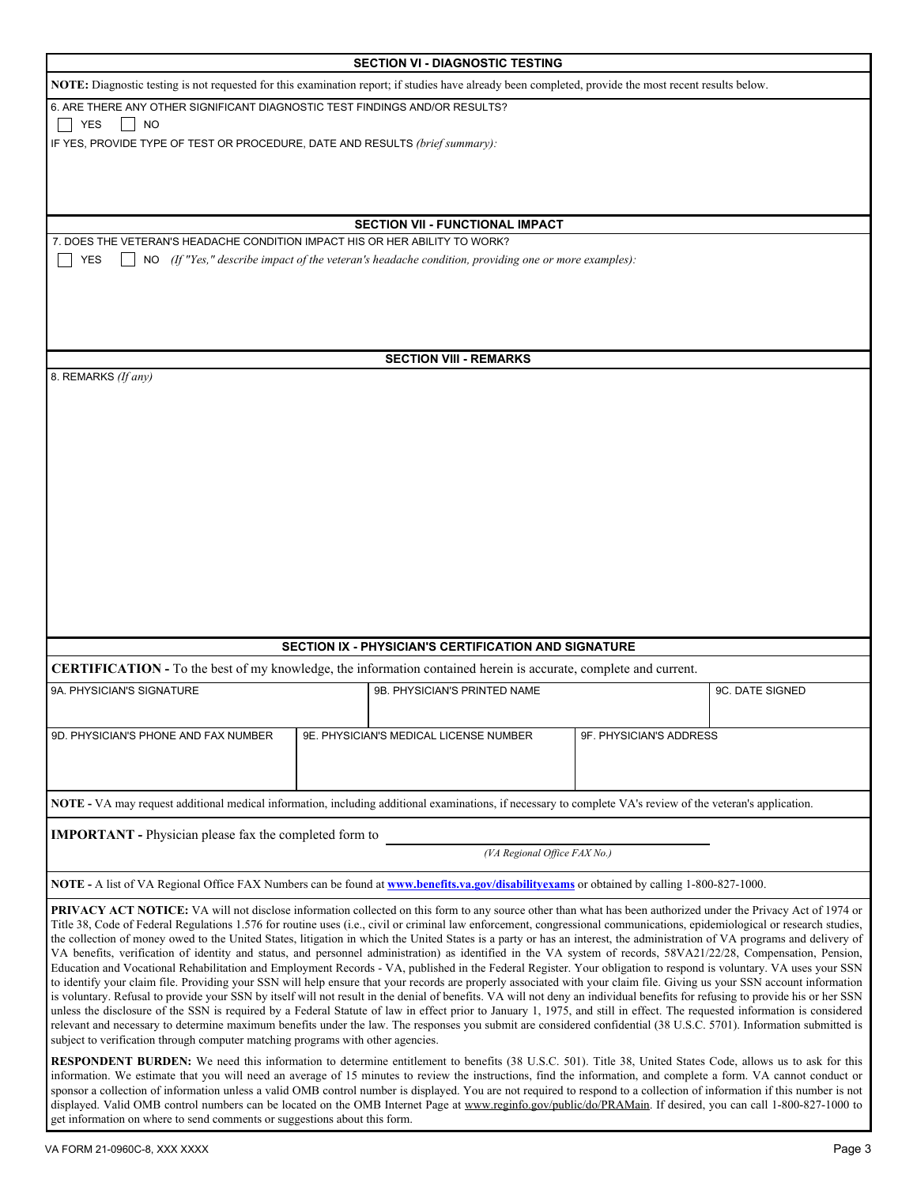## SECTION VI - DIAGNOSTIC TESTING

**NOTE:** Diagnostic testing is not requested for this examination report; if studies have already been completed, provide the most recent results below.

6. ARE THERE ANY OTHER SIGNIFICANT DIAGNOSTIC TEST FINDINGS AND/OR RESULTS?

☐ YES ☐ NO

IF YES, PROVIDE TYPE OF TEST OR PROCEDURE, DATE AND RESULTS *(brief summary):*

## SECTION VII - FUNCTIONAL IMPACT

7. DOES THE VETERAN'S HEADACHE CONDITION IMPACT HIS OR HER ABILITY TO WORK?

☐ YES ☐ NO *(If "Yes," describe impact of the veteran's headache condition, providing one or more examples):*

## SECTION VIII - REMARKS

8. REMARKS *(If any)*

## SECTION IX - PHYSICIAN'S CERTIFICATION AND SIGNATURE

**CERTIFICATION -** To the best of my knowledge, the information contained herein is accurate, complete and current.

| 9A. PHYSICIAN'S SIGNATURE | 9B. PHYSICIAN'S PRINTED NAME | 9C. DATE SIGNED |
| --- | --- | --- |
| | | |

| 9D. PHYSICIAN'S PHONE AND FAX NUMBER | 9E. PHYSICIAN'S MEDICAL LICENSE NUMBER | 9F. PHYSICIAN'S ADDRESS |
| --- | --- | --- |
| | | |

**NOTE -** VA may request additional medical information, including additional examinations, if necessary to complete VA's review of the veteran's application.

**IMPORTANT -** Physician please fax the completed form to ______________________

*(VA Regional Office FAX No.)*

**NOTE -** A list of VA Regional Office FAX Numbers can be found at **www.benefits.va.gov/disabilityexams** or obtained by calling 1-800-827-1000.

**PRIVACY ACT NOTICE:** VA will not disclose information collected on this form to any source other than what has been authorized under the Privacy Act of 1974 or Title 38, Code of Federal Regulations 1.576 for routine uses (i.e., civil or criminal law enforcement, congressional communications, epidemiological or research studies, the collection of money owed to the United States, litigation in which the United States is a party or has an interest, the administration of VA programs and delivery of VA benefits, verification of identity and status, and personnel administration) as identified in the VA system of records, 58VA21/22/28, Compensation, Pension, Education and Vocational Rehabilitation and Employment Records - VA, published in the Federal Register. Your obligation to respond is voluntary. VA uses your SSN to identify your claim file. Providing your SSN will help ensure that your records are properly associated with your claim file. Giving us your SSN account information is voluntary. Refusal to provide your SSN by itself will not result in the denial of benefits. VA will not deny an individual benefits for refusing to provide his or her SSN unless the disclosure of the SSN is required by a Federal Statute of law in effect prior to January 1, 1975, and still in effect. The requested information is considered relevant and necessary to determine maximum benefits under the law. The responses you submit are considered confidential (38 U.S.C. 5701). Information submitted is subject to verification through computer matching programs with other agencies.

**RESPONDENT BURDEN:** We need this information to determine entitlement to benefits (38 U.S.C. 501). Title 38, United States Code, allows us to ask for this information. We estimate that you will need an average of 15 minutes to review the instructions, find the information, and complete a form. VA cannot conduct or sponsor a collection of information unless a valid OMB control number is displayed. You are not required to respond to a collection of information if this number is not displayed. Valid OMB control numbers can be located on the OMB Internet Page at www.reginfo.gov/public/do/PRAMain. If desired, you can call 1-800-827-1000 to get information on where to send comments or suggestions about this form.

VA FORM 21-0960C-8, XXX XXXX